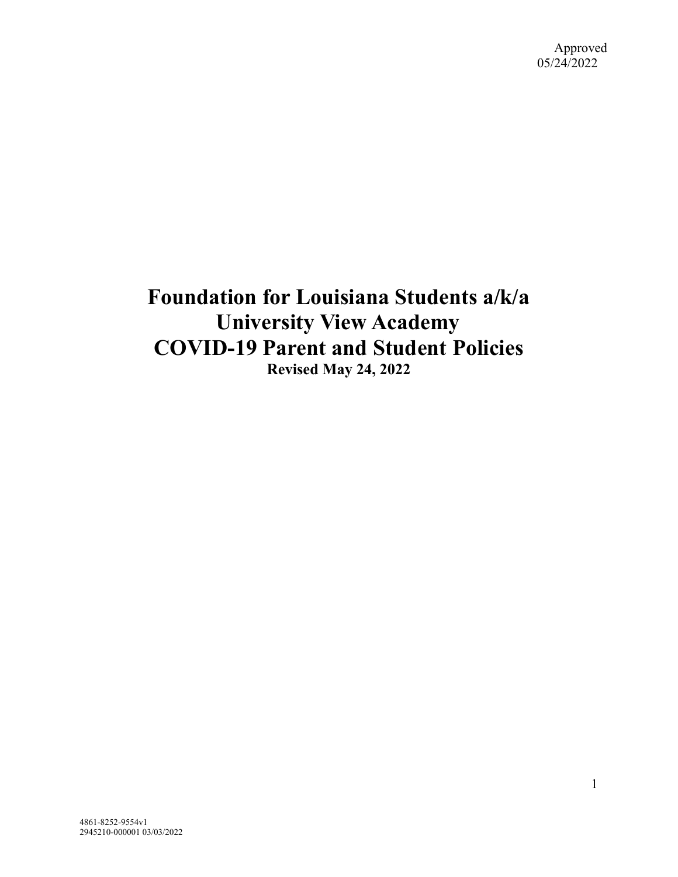Approved
05/24/2022

# Foundation for Louisiana Students a/k/a University View Academy COVID-19 Parent and Student Policies

**Revised May 24, 2022**

4861-8252-9554v1
2945210-000001 03/03/2022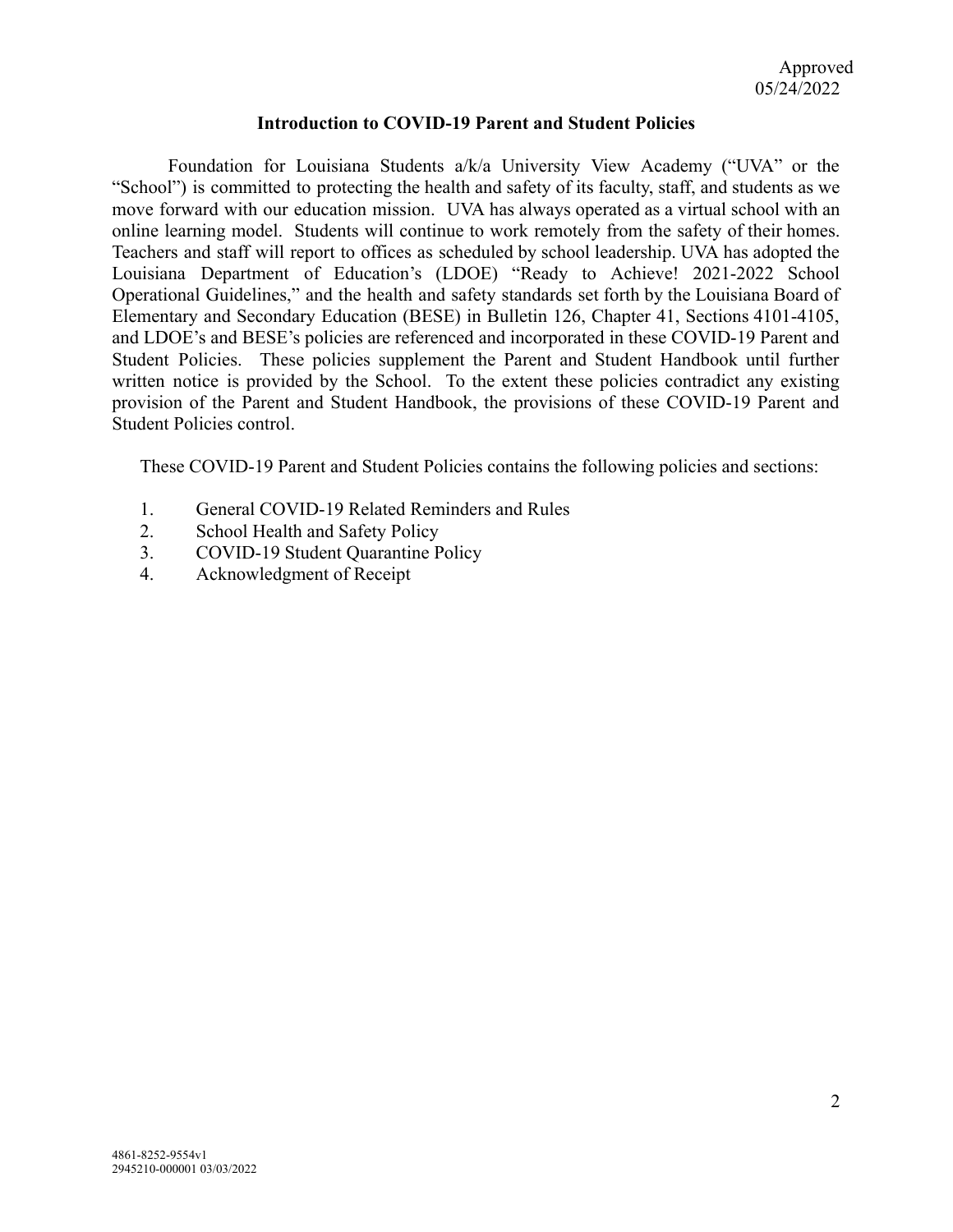Approved
05/24/2022

## Introduction to COVID-19 Parent and Student Policies

Foundation for Louisiana Students a/k/a University View Academy ("UVA" or the "School") is committed to protecting the health and safety of its faculty, staff, and students as we move forward with our education mission. UVA has always operated as a virtual school with an online learning model. Students will continue to work remotely from the safety of their homes. Teachers and staff will report to offices as scheduled by school leadership. UVA has adopted the Louisiana Department of Education's (LDOE) "Ready to Achieve! 2021-2022 School Operational Guidelines," and the health and safety standards set forth by the Louisiana Board of Elementary and Secondary Education (BESE) in Bulletin 126, Chapter 41, Sections 4101-4105, and LDOE's and BESE's policies are referenced and incorporated in these COVID-19 Parent and Student Policies. These policies supplement the Parent and Student Handbook until further written notice is provided by the School. To the extent these policies contradict any existing provision of the Parent and Student Handbook, the provisions of these COVID-19 Parent and Student Policies control.

These COVID-19 Parent and Student Policies contains the following policies and sections:

1. General COVID-19 Related Reminders and Rules
2. School Health and Safety Policy
3. COVID-19 Student Quarantine Policy
4. Acknowledgment of Receipt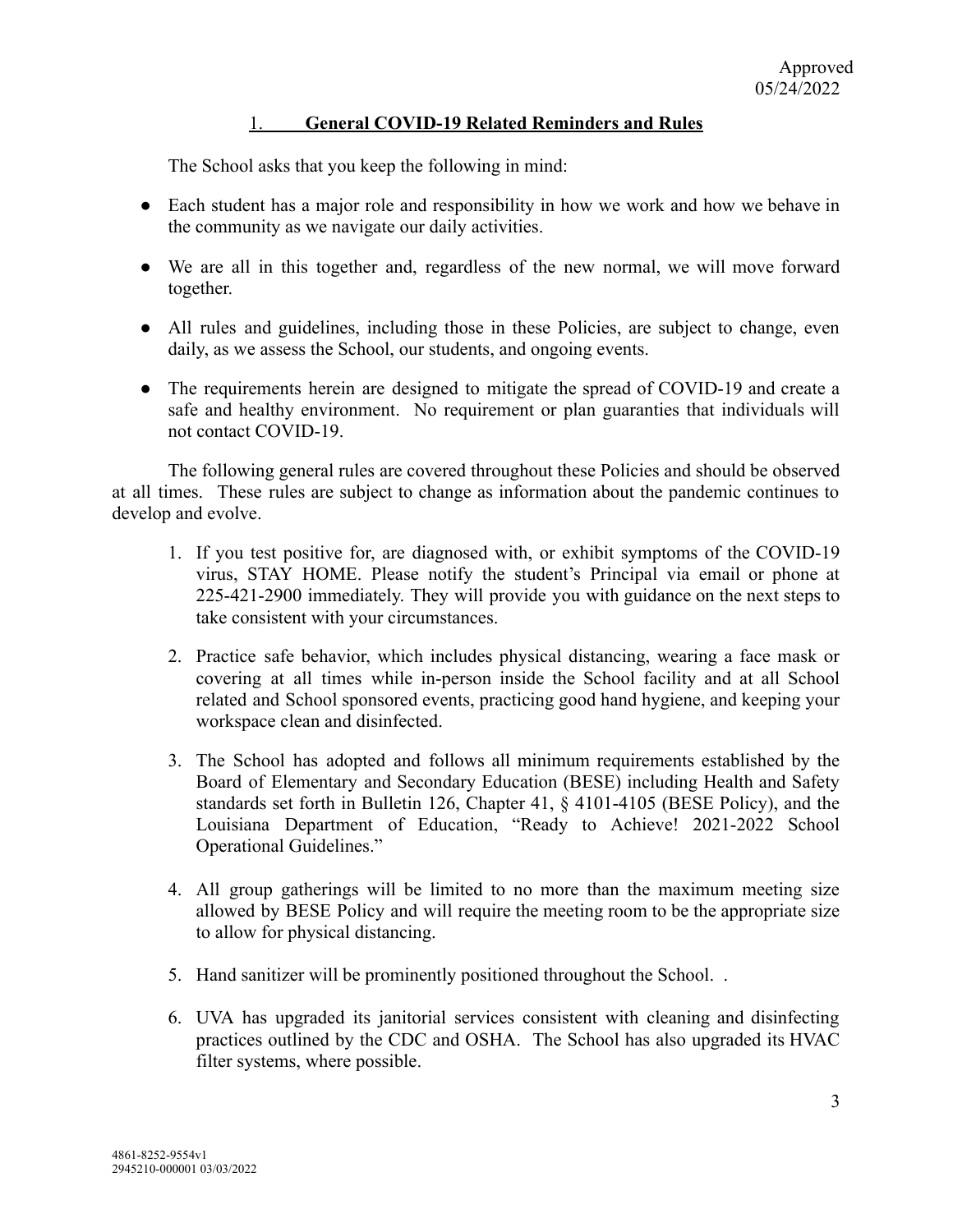Approved
05/24/2022

## 1. General COVID-19 Related Reminders and Rules

The School asks that you keep the following in mind:

- Each student has a major role and responsibility in how we work and how we behave in the community as we navigate our daily activities.
- We are all in this together and, regardless of the new normal, we will move forward together.
- All rules and guidelines, including those in these Policies, are subject to change, even daily, as we assess the School, our students, and ongoing events.
- The requirements herein are designed to mitigate the spread of COVID-19 and create a safe and healthy environment. No requirement or plan guaranties that individuals will not contact COVID-19.

The following general rules are covered throughout these Policies and should be observed at all times. These rules are subject to change as information about the pandemic continues to develop and evolve.

1. If you test positive for, are diagnosed with, or exhibit symptoms of the COVID-19 virus, STAY HOME. Please notify the student's Principal via email or phone at 225-421-2900 immediately. They will provide you with guidance on the next steps to take consistent with your circumstances.
2. Practice safe behavior, which includes physical distancing, wearing a face mask or covering at all times while in-person inside the School facility and at all School related and School sponsored events, practicing good hand hygiene, and keeping your workspace clean and disinfected.
3. The School has adopted and follows all minimum requirements established by the Board of Elementary and Secondary Education (BESE) including Health and Safety standards set forth in Bulletin 126, Chapter 41, § 4101-4105 (BESE Policy), and the Louisiana Department of Education, "Ready to Achieve! 2021-2022 School Operational Guidelines."
4. All group gatherings will be limited to no more than the maximum meeting size allowed by BESE Policy and will require the meeting room to be the appropriate size to allow for physical distancing.
5. Hand sanitizer will be prominently positioned throughout the School. .
6. UVA has upgraded its janitorial services consistent with cleaning and disinfecting practices outlined by the CDC and OSHA. The School has also upgraded its HVAC filter systems, where possible.

4861-8252-9554v1
2945210-000001 03/03/2022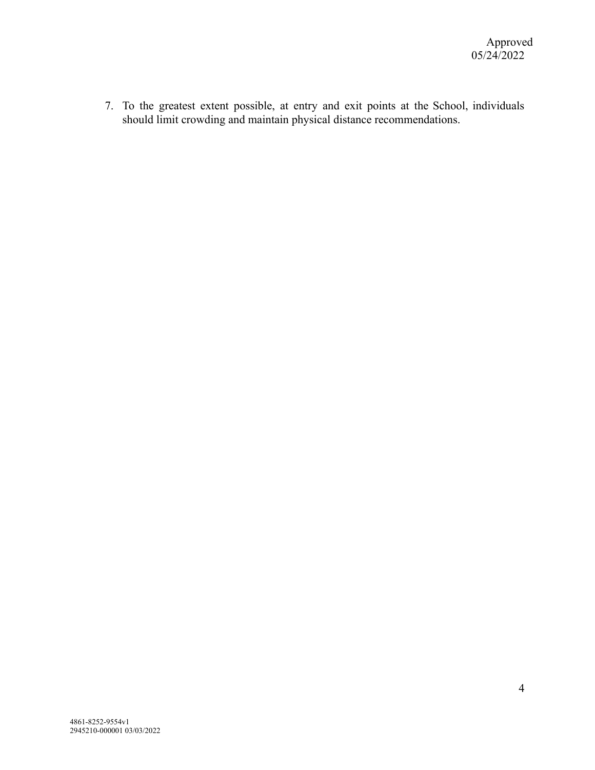7. To the greatest extent possible, at entry and exit points at the School, individuals should limit crowding and maintain physical distance recommendations.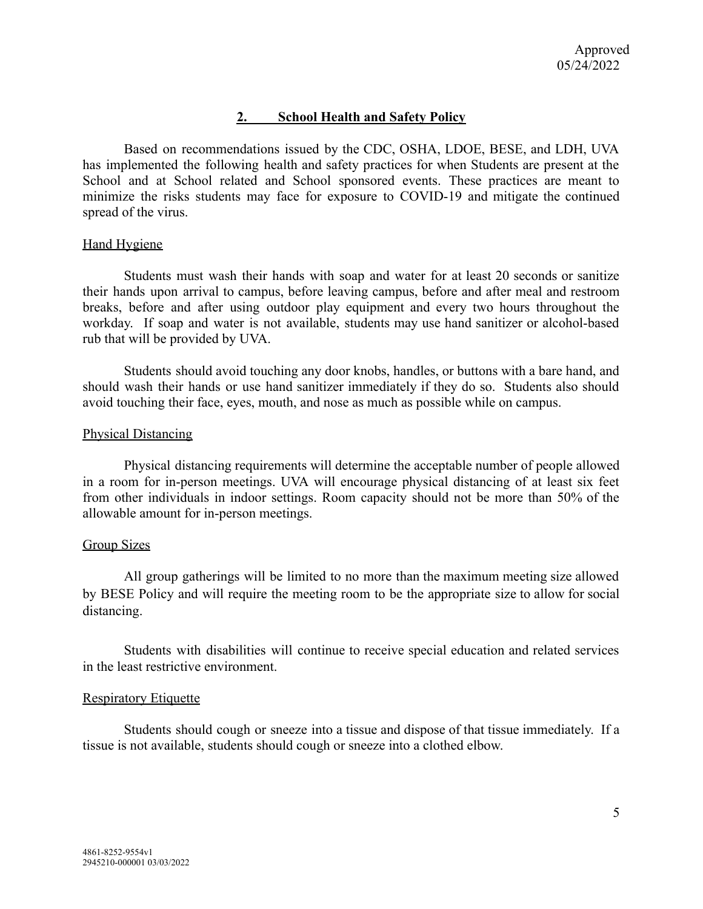Approved
05/24/2022

## 2. School Health and Safety Policy

Based on recommendations issued by the CDC, OSHA, LDOE, BESE, and LDH, UVA has implemented the following health and safety practices for when Students are present at the School and at School related and School sponsored events. These practices are meant to minimize the risks students may face for exposure to COVID-19 and mitigate the continued spread of the virus.

### Hand Hygiene

Students must wash their hands with soap and water for at least 20 seconds or sanitize their hands upon arrival to campus, before leaving campus, before and after meal and restroom breaks, before and after using outdoor play equipment and every two hours throughout the workday. If soap and water is not available, students may use hand sanitizer or alcohol-based rub that will be provided by UVA.

Students should avoid touching any door knobs, handles, or buttons with a bare hand, and should wash their hands or use hand sanitizer immediately if they do so. Students also should avoid touching their face, eyes, mouth, and nose as much as possible while on campus.

### Physical Distancing

Physical distancing requirements will determine the acceptable number of people allowed in a room for in-person meetings. UVA will encourage physical distancing of at least six feet from other individuals in indoor settings. Room capacity should not be more than 50% of the allowable amount for in-person meetings.

### Group Sizes

All group gatherings will be limited to no more than the maximum meeting size allowed by BESE Policy and will require the meeting room to be the appropriate size to allow for social distancing.

Students with disabilities will continue to receive special education and related services in the least restrictive environment.

### Respiratory Etiquette

Students should cough or sneeze into a tissue and dispose of that tissue immediately. If a tissue is not available, students should cough or sneeze into a clothed elbow.

4861-8252-9554v1
2945210-000001 03/03/2022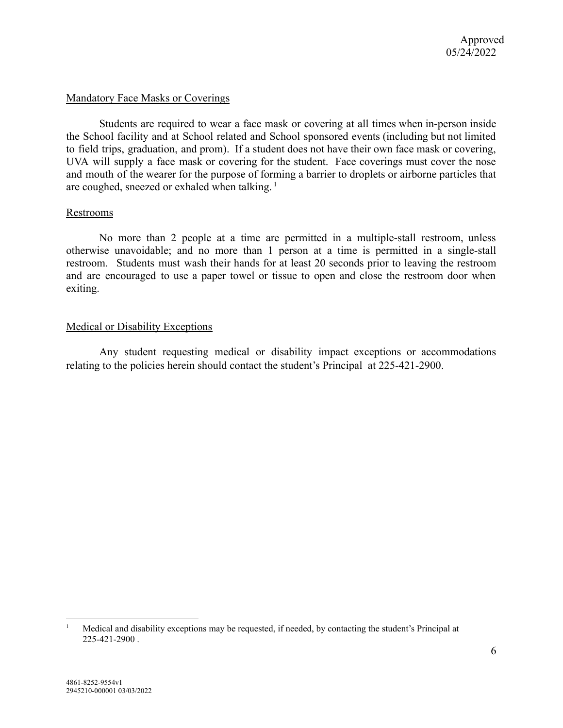Approved
05/24/2022

Mandatory Face Masks or Coverings

Students are required to wear a face mask or covering at all times when in-person inside the School facility and at School related and School sponsored events (including but not limited to field trips, graduation, and prom). If a student does not have their own face mask or covering, UVA will supply a face mask or covering for the student. Face coverings must cover the nose and mouth of the wearer for the purpose of forming a barrier to droplets or airborne particles that are coughed, sneezed or exhaled when talking. [1]

Restrooms

No more than 2 people at a time are permitted in a multiple-stall restroom, unless otherwise unavoidable; and no more than 1 person at a time is permitted in a single-stall restroom. Students must wash their hands for at least 20 seconds prior to leaving the restroom and are encouraged to use a paper towel or tissue to open and close the restroom door when exiting.

Medical or Disability Exceptions

Any student requesting medical or disability impact exceptions or accommodations relating to the policies herein should contact the student's Principal at 225-421-2900.

---

[1] Medical and disability exceptions may be requested, if needed, by contacting the student's Principal at 225-421-2900 .

4861-8252-9554v1
2945210-000001 03/03/2022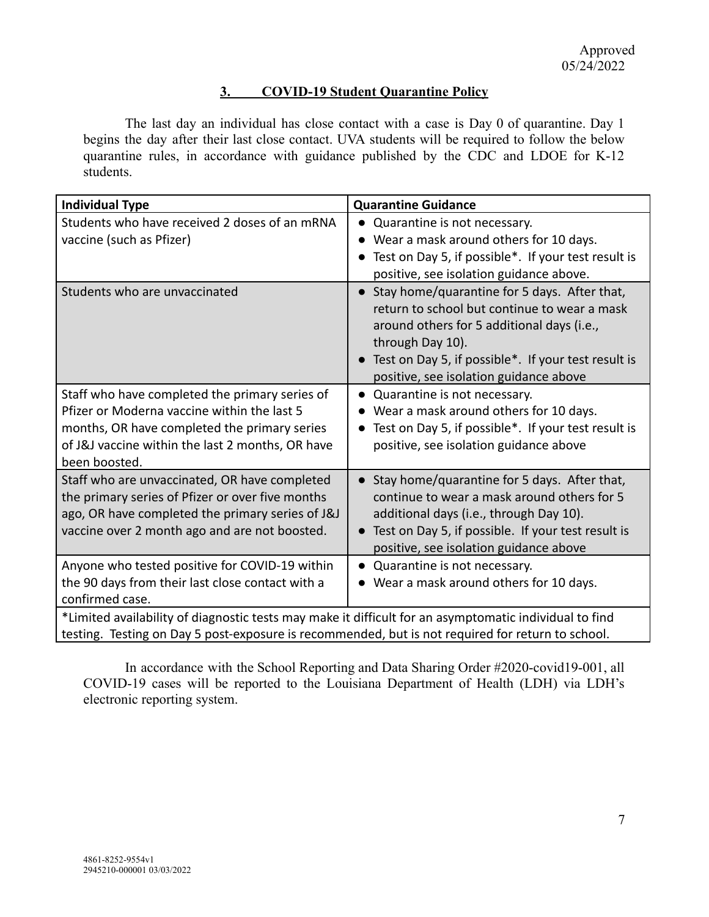Approved
05/24/2022

## 3. COVID-19 Student Quarantine Policy

The last day an individual has close contact with a case is Day 0 of quarantine. Day 1 begins the day after their last close contact. UVA students will be required to follow the below quarantine rules, in accordance with guidance published by the CDC and LDOE for K-12 students.

| Individual Type | Quarantine Guidance |
|---|---|
| Students who have received 2 doses of an mRNA vaccine (such as Pfizer) | • Quarantine is not necessary.<br>• Wear a mask around others for 10 days.<br>• Test on Day 5, if possible*. If your test result is positive, see isolation guidance above. |
| Students who are unvaccinated | • Stay home/quarantine for 5 days. After that, return to school but continue to wear a mask around others for 5 additional days (i.e., through Day 10).<br>• Test on Day 5, if possible*. If your test result is positive, see isolation guidance above |
| Staff who have completed the primary series of Pfizer or Moderna vaccine within the last 5 months, OR have completed the primary series of J&J vaccine within the last 2 months, OR have been boosted. | • Quarantine is not necessary.<br>• Wear a mask around others for 10 days.<br>• Test on Day 5, if possible*. If your test result is positive, see isolation guidance above |
| Staff who are unvaccinated, OR have completed the primary series of Pfizer or over five months ago, OR have completed the primary series of J&J vaccine over 2 month ago and are not boosted. | • Stay home/quarantine for 5 days. After that, continue to wear a mask around others for 5 additional days (i.e., through Day 10).<br>• Test on Day 5, if possible. If your test result is positive, see isolation guidance above |
| Anyone who tested positive for COVID-19 within the 90 days from their last close contact with a confirmed case. | • Quarantine is not necessary.<br>• Wear a mask around others for 10 days. |
| *Limited availability of diagnostic tests may make it difficult for an asymptomatic individual to find testing. Testing on Day 5 post-exposure is recommended, but is not required for return to school. | |

In accordance with the School Reporting and Data Sharing Order #2020-covid19-001, all COVID-19 cases will be reported to the Louisiana Department of Health (LDH) via LDH's electronic reporting system.

4861-8252-9554v1
2945210-000001 03/03/2022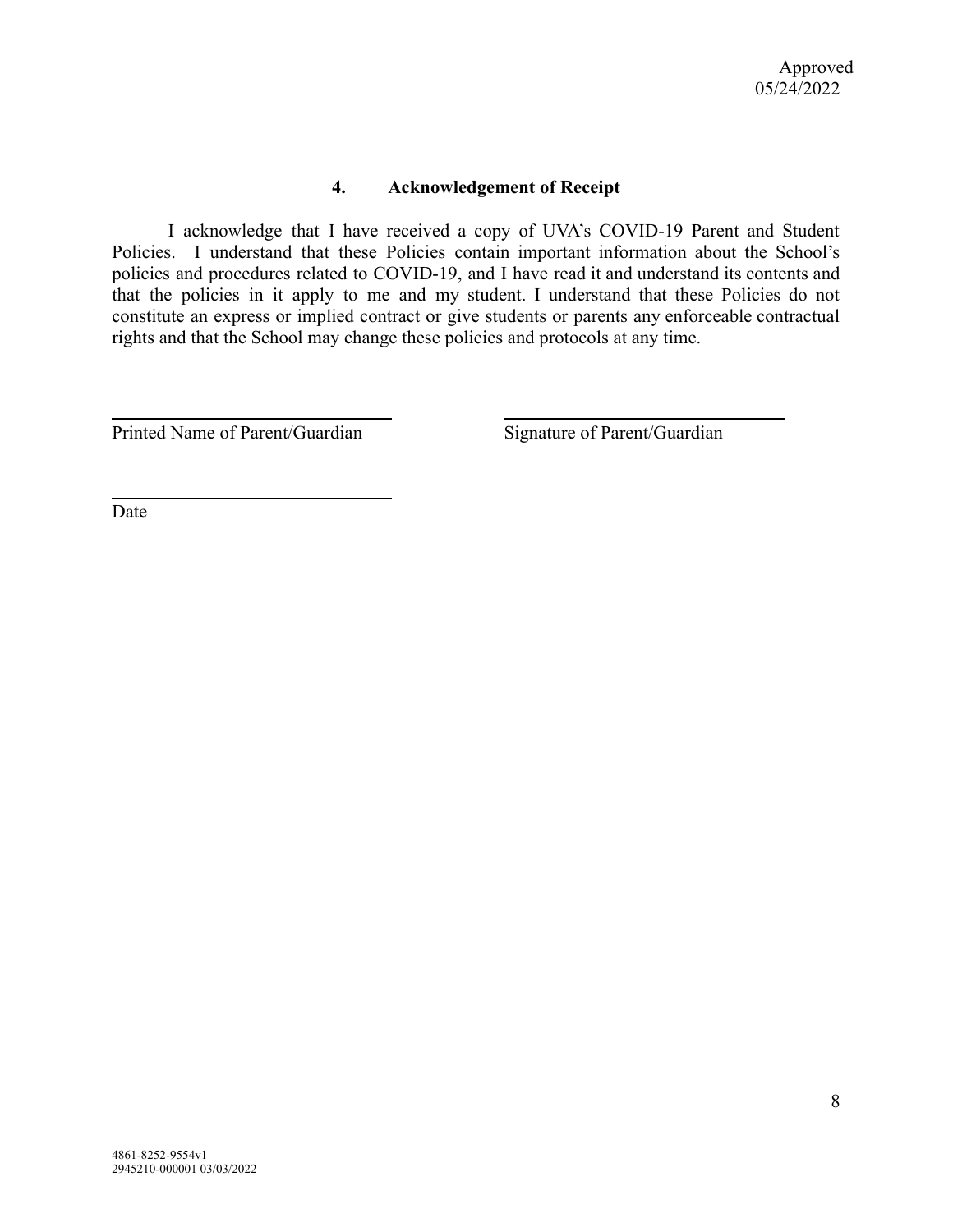Approved
05/24/2022

## 4. Acknowledgement of Receipt

I acknowledge that I have received a copy of UVA's COVID-19 Parent and Student Policies. I understand that these Policies contain important information about the School's policies and procedures related to COVID-19, and I have read it and understand its contents and that the policies in it apply to me and my student. I understand that these Policies do not constitute an express or implied contract or give students or parents any enforceable contractual rights and that the School may change these policies and protocols at any time.

\_\_\_\_\_\_\_\_\_\_\_\_\_\_\_\_\_\_\_\_\_\_\_\_\_\_\_\_\_\_
Printed Name of Parent/Guardian

\_\_\_\_\_\_\_\_\_\_\_\_\_\_\_\_\_\_\_\_\_\_\_\_\_\_\_\_\_\_
Signature of Parent/Guardian

\_\_\_\_\_\_\_\_\_\_\_\_\_\_\_\_\_\_\_\_\_\_\_\_\_\_\_\_\_\_
Date

4861-8252-9554v1
2945210-000001 03/03/2022